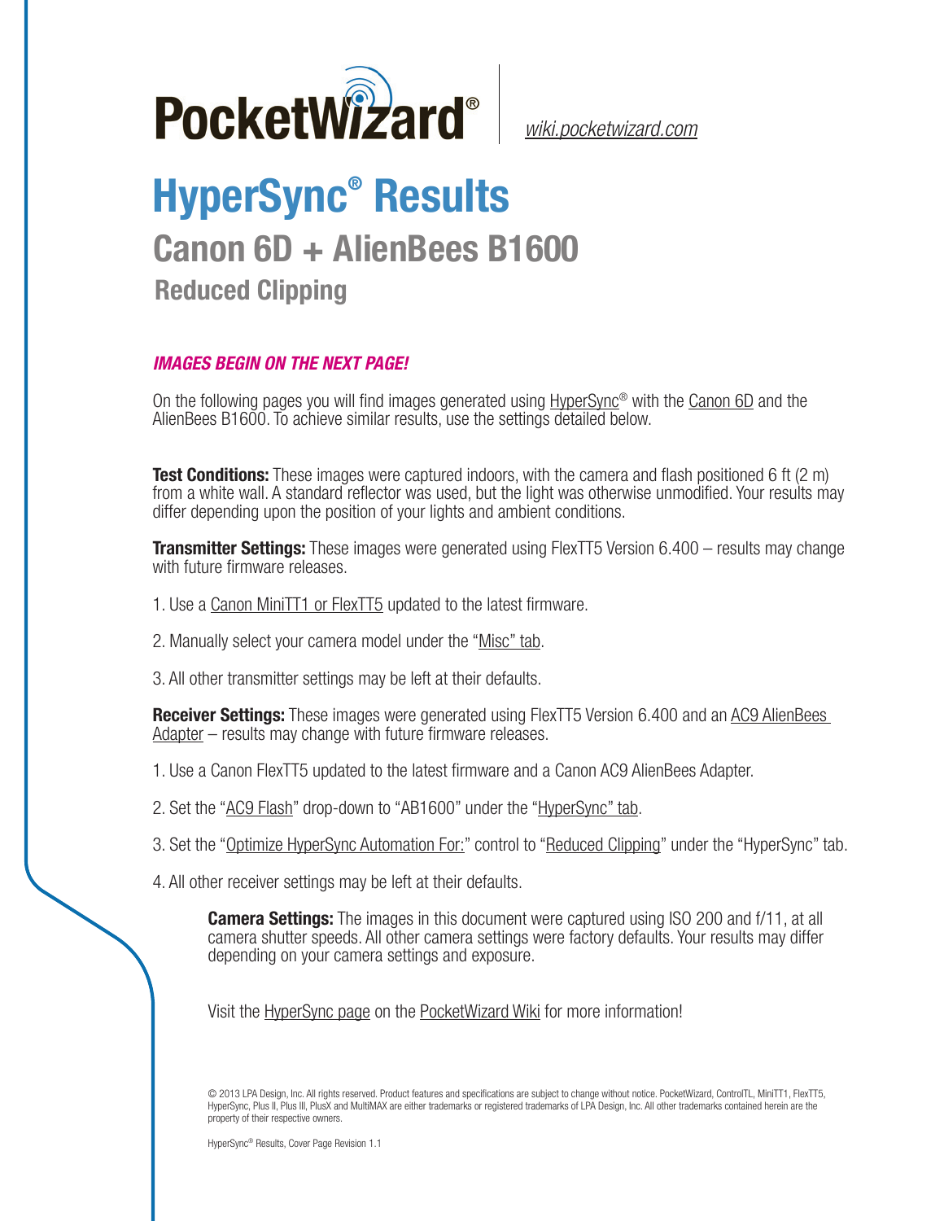PocketWizard® | wiki.pocketwizard.com

# HyperSync® Results

## Canon 6D + AlienBees B1600

### Reduced Clipping

***IMAGES BEGIN ON THE NEXT PAGE!***

On the following pages you will find images generated using HyperSync® with the Canon 6D and the AlienBees B1600. To achieve similar results, use the settings detailed below.

**Test Conditions:** These images were captured indoors, with the camera and flash positioned 6 ft (2 m) from a white wall. A standard reflector was used, but the light was otherwise unmodified. Your results may differ depending upon the position of your lights and ambient conditions.

**Transmitter Settings:** These images were generated using FlexTT5 Version 6.400 – results may change with future firmware releases.

1. Use a Canon MiniTT1 or FlexTT5 updated to the latest firmware.

2. Manually select your camera model under the "Misc" tab.

3. All other transmitter settings may be left at their defaults.

**Receiver Settings:** These images were generated using FlexTT5 Version 6.400 and an AC9 AlienBees Adapter – results may change with future firmware releases.

1. Use a Canon FlexTT5 updated to the latest firmware and a Canon AC9 AlienBees Adapter.

2. Set the "AC9 Flash" drop-down to "AB1600" under the "HyperSync" tab.

3. Set the "Optimize HyperSync Automation For:" control to "Reduced Clipping" under the "HyperSync" tab.

4. All other receiver settings may be left at their defaults.

**Camera Settings:** The images in this document were captured using ISO 200 and f/11, at all camera shutter speeds. All other camera settings were factory defaults. Your results may differ depending on your camera settings and exposure.

Visit the HyperSync page on the PocketWizard Wiki for more information!

© 2013 LPA Design, Inc. All rights reserved. Product features and specifications are subject to change without notice. PocketWizard, ControlTL, MiniTT1, FlexTT5, HyperSync, Plus II, Plus III, PlusX and MultiMAX are either trademarks or registered trademarks of LPA Design, Inc. All other trademarks contained herein are the property of their respective owners.

HyperSync® Results, Cover Page Revision 1.1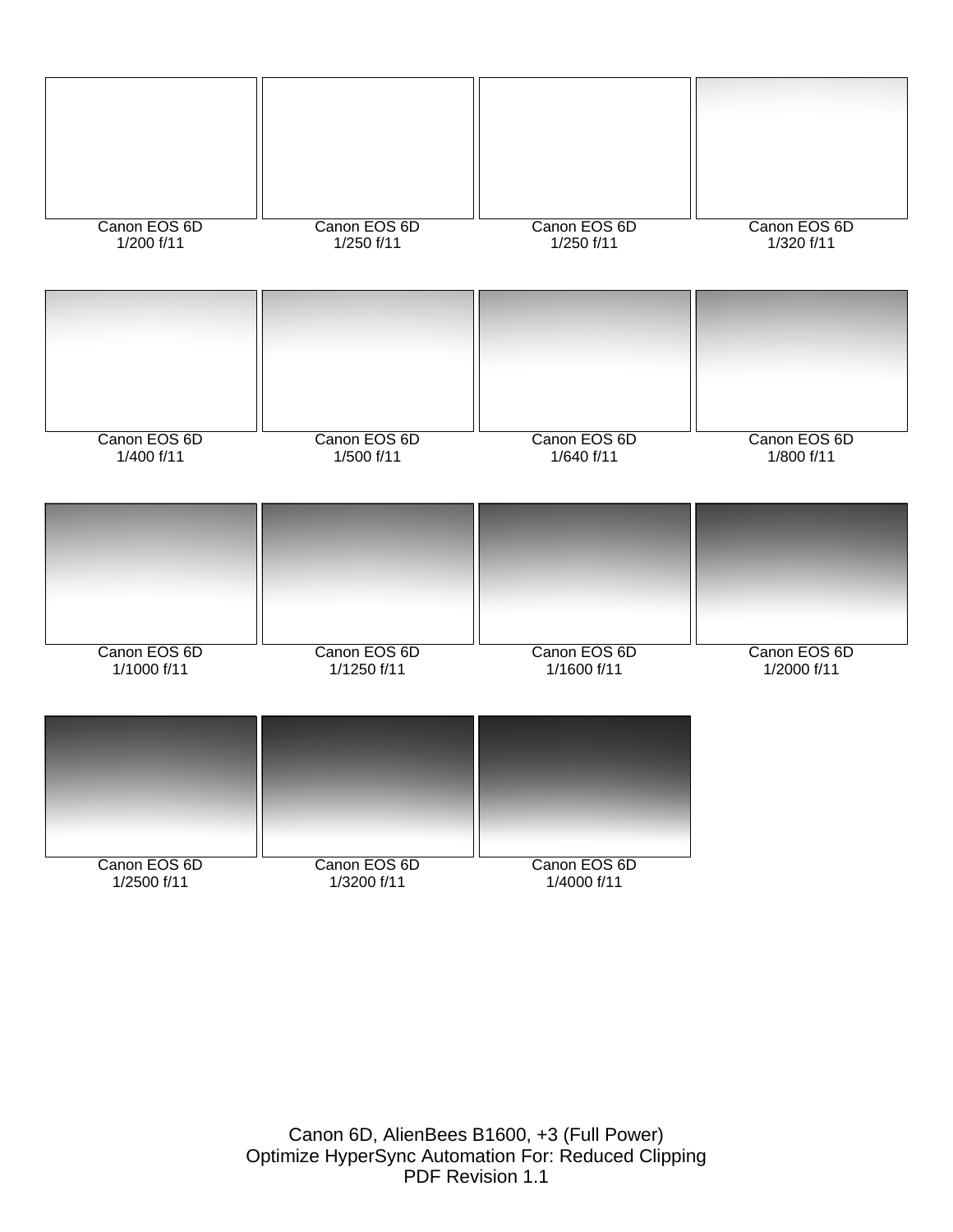Canon EOS 6D
1/200 f/11

Canon EOS 6D
1/250 f/11

Canon EOS 6D
1/250 f/11

Canon EOS 6D
1/320 f/11

Canon EOS 6D
1/400 f/11

Canon EOS 6D
1/500 f/11

Canon EOS 6D
1/640 f/11

Canon EOS 6D
1/800 f/11

Canon EOS 6D
1/1000 f/11

Canon EOS 6D
1/1250 f/11

Canon EOS 6D
1/1600 f/11

Canon EOS 6D
1/2000 f/11

Canon EOS 6D
1/2500 f/11

Canon EOS 6D
1/3200 f/11

Canon EOS 6D
1/4000 f/11

Canon 6D, AlienBees B1600, +3 (Full Power)
Optimize HyperSync Automation For: Reduced Clipping
PDF Revision 1.1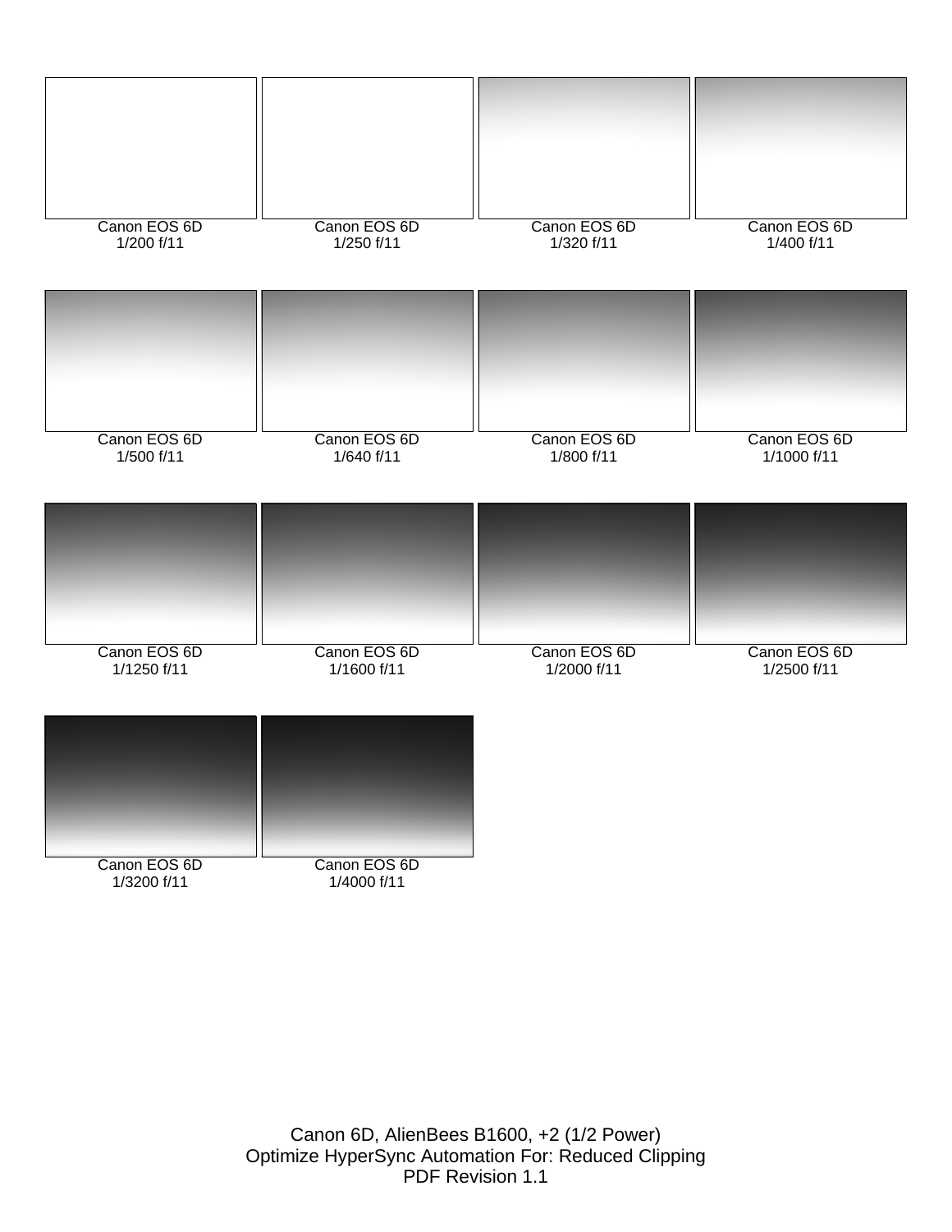Canon EOS 6D
1/200 f/11

Canon EOS 6D
1/250 f/11

Canon EOS 6D
1/320 f/11

Canon EOS 6D
1/400 f/11

Canon EOS 6D
1/500 f/11

Canon EOS 6D
1/640 f/11

Canon EOS 6D
1/800 f/11

Canon EOS 6D
1/1000 f/11

Canon EOS 6D
1/1250 f/11

Canon EOS 6D
1/1600 f/11

Canon EOS 6D
1/2000 f/11

Canon EOS 6D
1/2500 f/11

Canon EOS 6D
1/3200 f/11

Canon EOS 6D
1/4000 f/11

Canon 6D, AlienBees B1600, +2 (1/2 Power)
Optimize HyperSync Automation For: Reduced Clipping
PDF Revision 1.1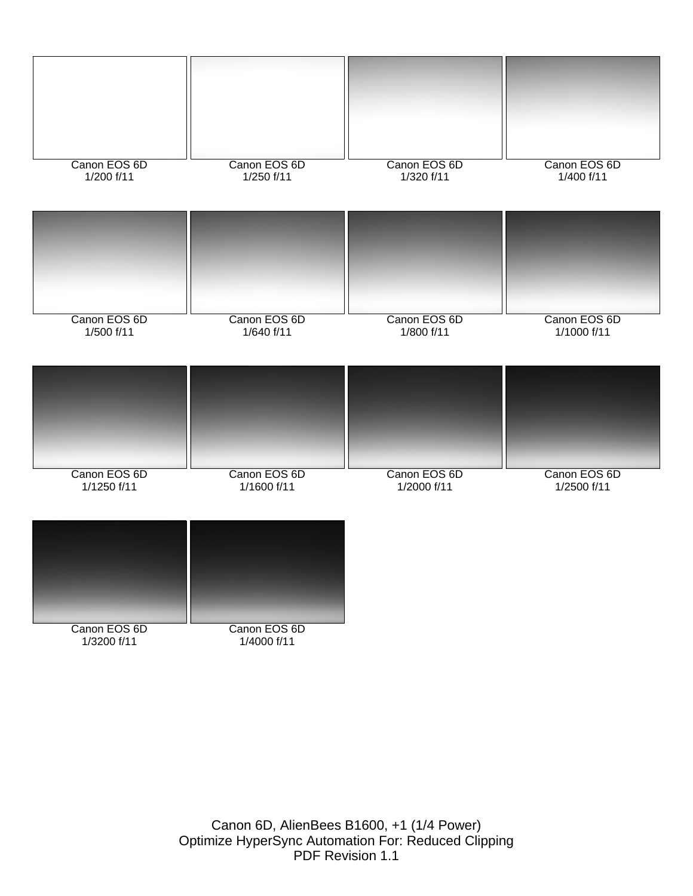| | | | |
|---|---|---|---|
| Canon EOS 6D<br>1/200 f/11 | Canon EOS 6D<br>1/250 f/11 | Canon EOS 6D<br>1/320 f/11 | Canon EOS 6D<br>1/400 f/11 |
| Canon EOS 6D<br>1/500 f/11 | Canon EOS 6D<br>1/640 f/11 | Canon EOS 6D<br>1/800 f/11 | Canon EOS 6D<br>1/1000 f/11 |
| Canon EOS 6D<br>1/1250 f/11 | Canon EOS 6D<br>1/1600 f/11 | Canon EOS 6D<br>1/2000 f/11 | Canon EOS 6D<br>1/2500 f/11 |
| Canon EOS 6D<br>1/3200 f/11 | Canon EOS 6D<br>1/4000 f/11 | | |

Canon 6D, AlienBees B1600, +1 (1/4 Power)
Optimize HyperSync Automation For: Reduced Clipping
PDF Revision 1.1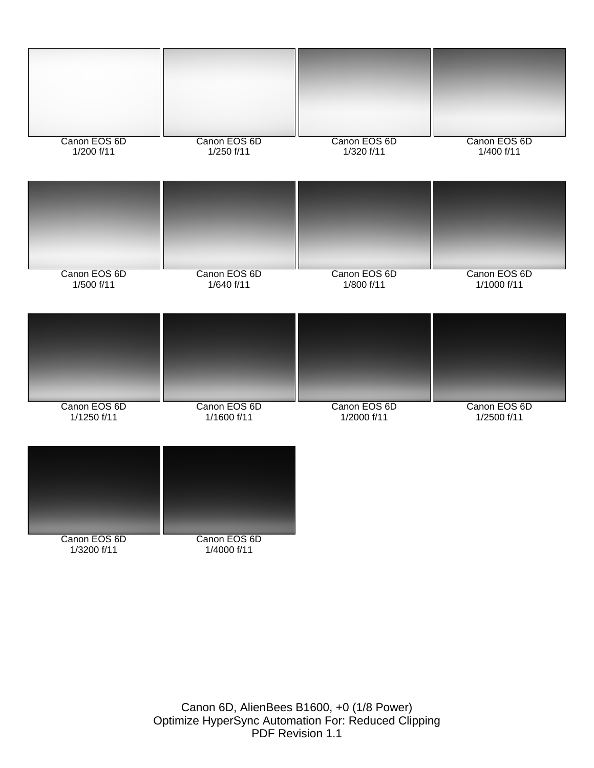Canon EOS 6D
1/200 f/11

Canon EOS 6D
1/250 f/11

Canon EOS 6D
1/320 f/11

Canon EOS 6D
1/400 f/11

Canon EOS 6D
1/500 f/11

Canon EOS 6D
1/640 f/11

Canon EOS 6D
1/800 f/11

Canon EOS 6D
1/1000 f/11

Canon EOS 6D
1/1250 f/11

Canon EOS 6D
1/1600 f/11

Canon EOS 6D
1/2000 f/11

Canon EOS 6D
1/2500 f/11

Canon EOS 6D
1/3200 f/11

Canon EOS 6D
1/4000 f/11

Canon 6D, AlienBees B1600, +0 (1/8 Power)
Optimize HyperSync Automation For: Reduced Clipping
PDF Revision 1.1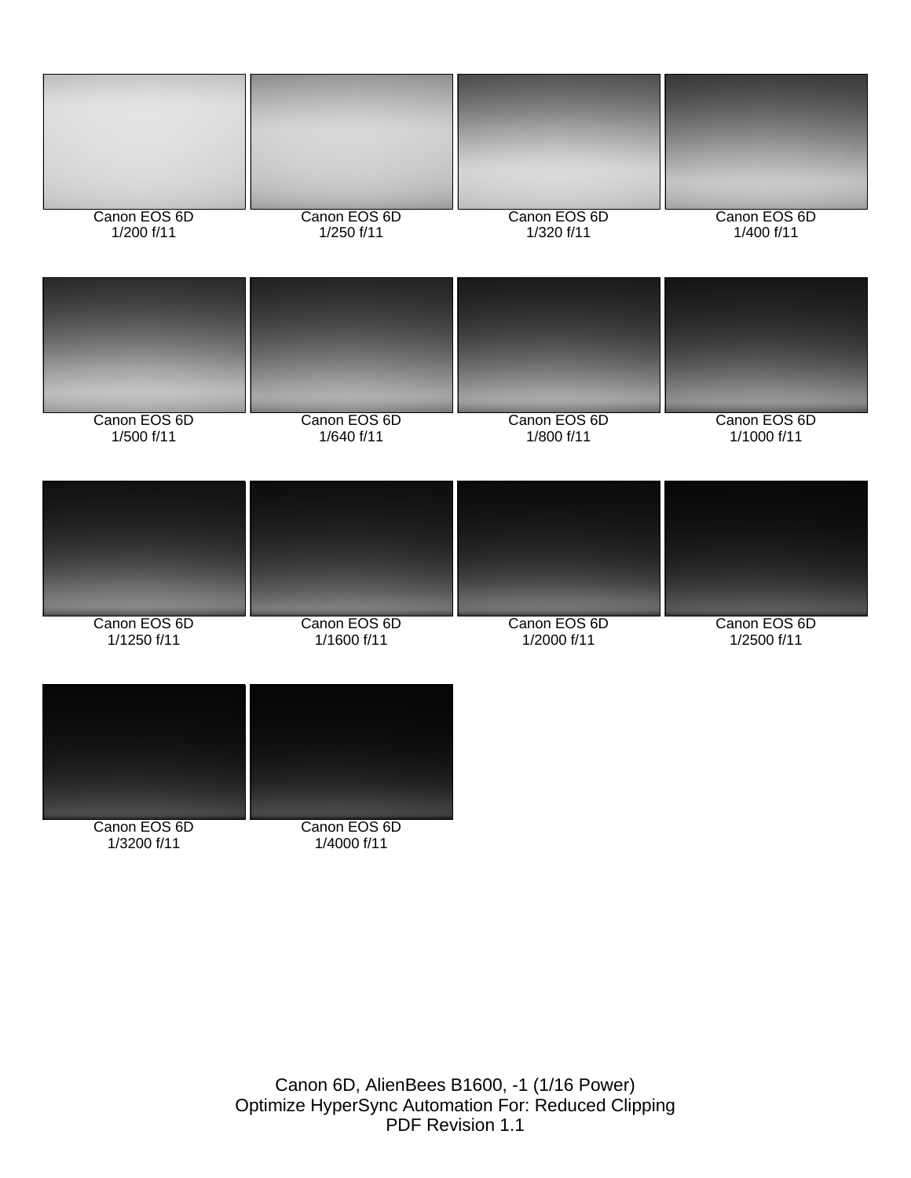Canon EOS 6D
1/200 f/11

Canon EOS 6D
1/250 f/11

Canon EOS 6D
1/320 f/11

Canon EOS 6D
1/400 f/11

Canon EOS 6D
1/500 f/11

Canon EOS 6D
1/640 f/11

Canon EOS 6D
1/800 f/11

Canon EOS 6D
1/1000 f/11

Canon EOS 6D
1/1250 f/11

Canon EOS 6D
1/1600 f/11

Canon EOS 6D
1/2000 f/11

Canon EOS 6D
1/2500 f/11

Canon EOS 6D
1/3200 f/11

Canon EOS 6D
1/4000 f/11

Canon 6D, AlienBees B1600, -1 (1/16 Power)
Optimize HyperSync Automation For: Reduced Clipping
PDF Revision 1.1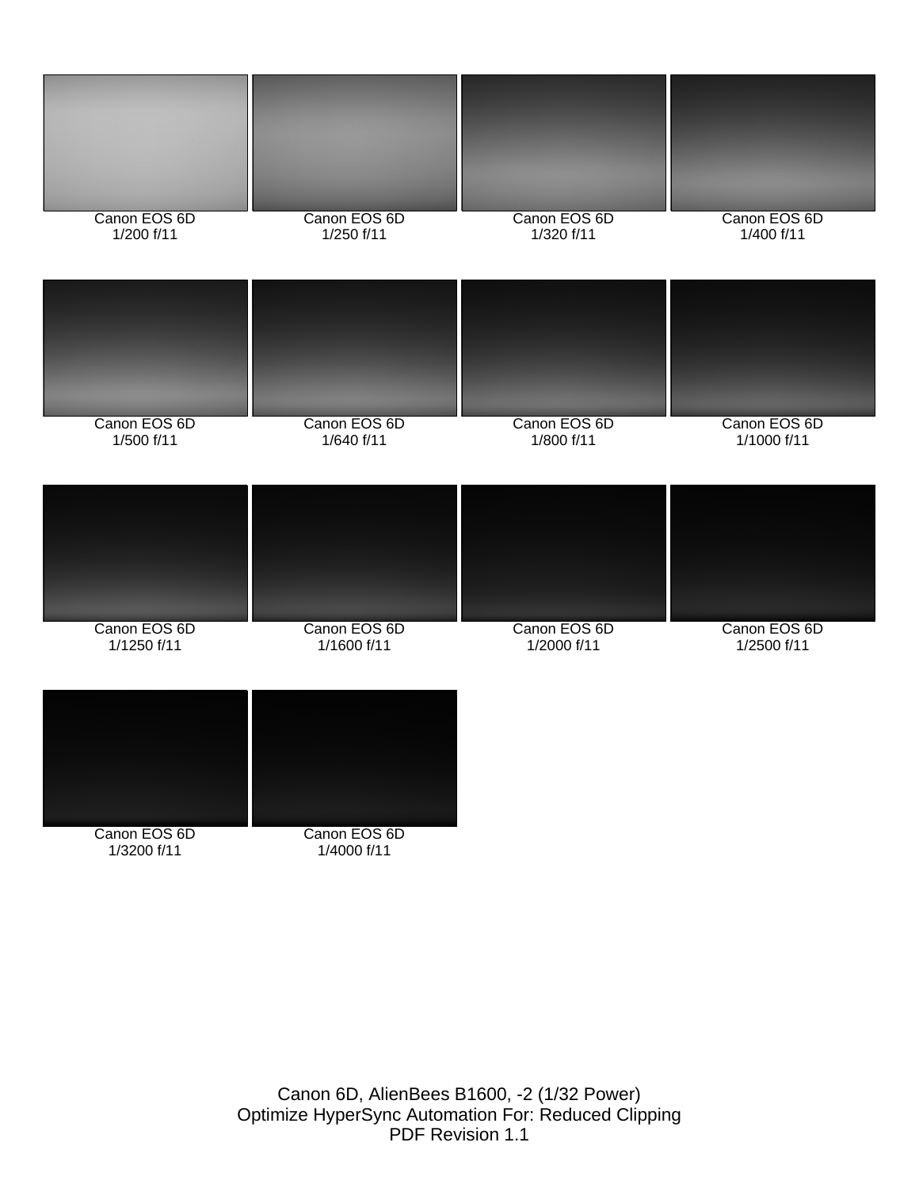Canon EOS 6D
1/200 f/11

Canon EOS 6D
1/250 f/11

Canon EOS 6D
1/320 f/11

Canon EOS 6D
1/400 f/11

Canon EOS 6D
1/500 f/11

Canon EOS 6D
1/640 f/11

Canon EOS 6D
1/800 f/11

Canon EOS 6D
1/1000 f/11

Canon EOS 6D
1/1250 f/11

Canon EOS 6D
1/1600 f/11

Canon EOS 6D
1/2000 f/11

Canon EOS 6D
1/2500 f/11

Canon EOS 6D
1/3200 f/11

Canon EOS 6D
1/4000 f/11

Canon 6D, AlienBees B1600, -2 (1/32 Power)
Optimize HyperSync Automation For: Reduced Clipping
PDF Revision 1.1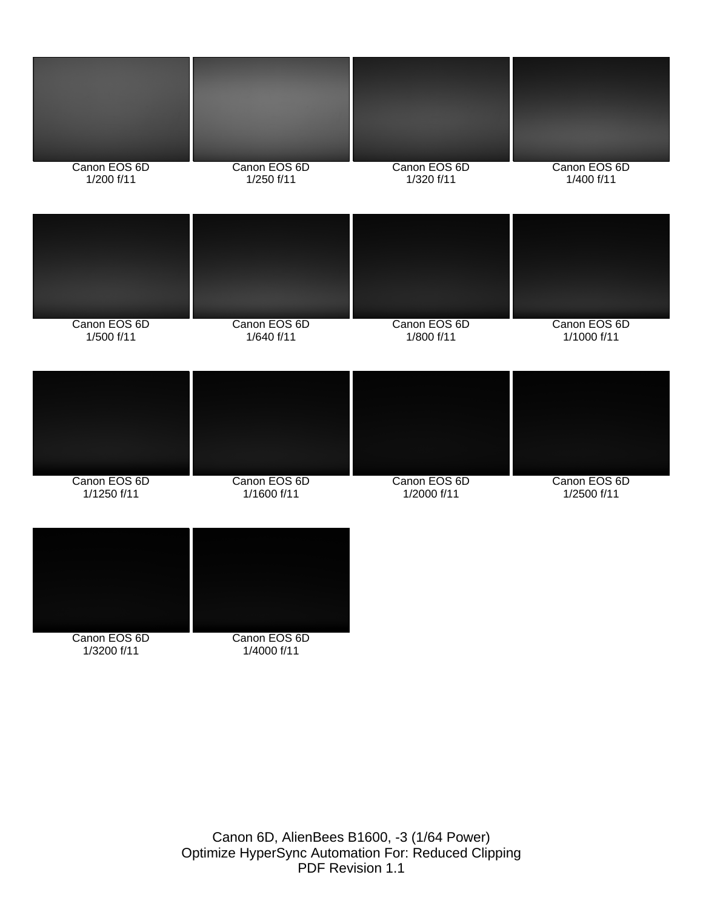Canon EOS 6D
1/200 f/11

Canon EOS 6D
1/250 f/11

Canon EOS 6D
1/320 f/11

Canon EOS 6D
1/400 f/11

Canon EOS 6D
1/500 f/11

Canon EOS 6D
1/640 f/11

Canon EOS 6D
1/800 f/11

Canon EOS 6D
1/1000 f/11

Canon EOS 6D
1/1250 f/11

Canon EOS 6D
1/1600 f/11

Canon EOS 6D
1/2000 f/11

Canon EOS 6D
1/2500 f/11

Canon EOS 6D
1/3200 f/11

Canon EOS 6D
1/4000 f/11

Canon 6D, AlienBees B1600, -3 (1/64 Power)
Optimize HyperSync Automation For: Reduced Clipping
PDF Revision 1.1